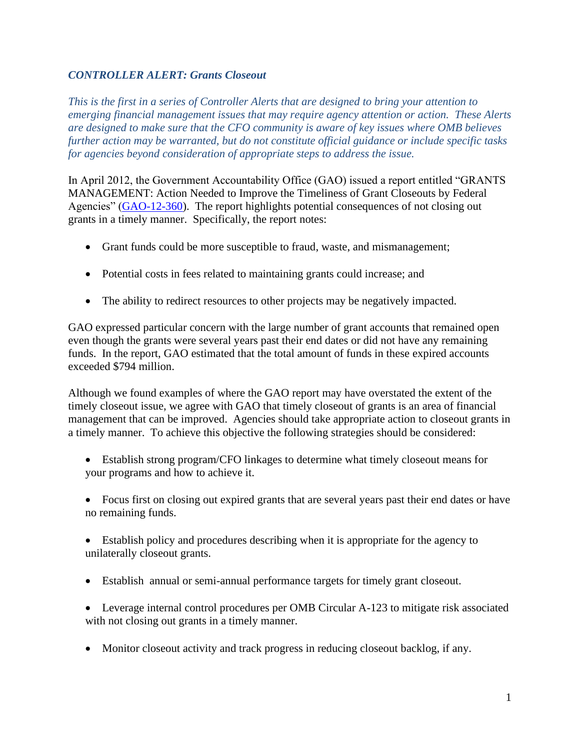## *CONTROLLER ALERT: Grants Closeout*

*This is the first in a series of Controller Alerts that are designed to bring your attention to emerging financial management issues that may require agency attention or action. These Alerts are designed to make sure that the CFO community is aware of key issues where OMB believes further action may be warranted, but do not constitute official guidance or include specific tasks for agencies beyond consideration of appropriate steps to address the issue.*

In April 2012, the Government Accountability Office (GAO) issued a report entitled "GRANTS MANAGEMENT: Action Needed to Improve the Timeliness of Grant Closeouts by Federal Agencies" (GAO-12-360). The report highlights potential consequences of not closing out grants in a timely manner. Specifically, the report notes:

- Grant funds could be more susceptible to fraud, waste, and mismanagement;
- Potential costs in fees related to maintaining grants could increase; and
- The ability to redirect resources to other projects may be negatively impacted.

GAO expressed particular concern with the large number of grant accounts that remained open even though the grants were several years past their end dates or did not have any remaining funds. In the report, GAO estimated that the total amount of funds in these expired accounts exceeded $794 million.

Although we found examples of where the GAO report may have overstated the extent of the timely closeout issue, we agree with GAO that timely closeout of grants is an area of financial management that can be improved. Agencies should take appropriate action to closeout grants in a timely manner. To achieve this objective the following strategies should be considered:

- Establish strong program/CFO linkages to determine what timely closeout means for your programs and how to achieve it.
- Focus first on closing out expired grants that are several years past their end dates or have no remaining funds.
- Establish policy and procedures describing when it is appropriate for the agency to unilaterally closeout grants.
- Establish annual or semi-annual performance targets for timely grant closeout.
- Leverage internal control procedures per OMB Circular A-123 to mitigate risk associated with not closing out grants in a timely manner.
- Monitor closeout activity and track progress in reducing closeout backlog, if any.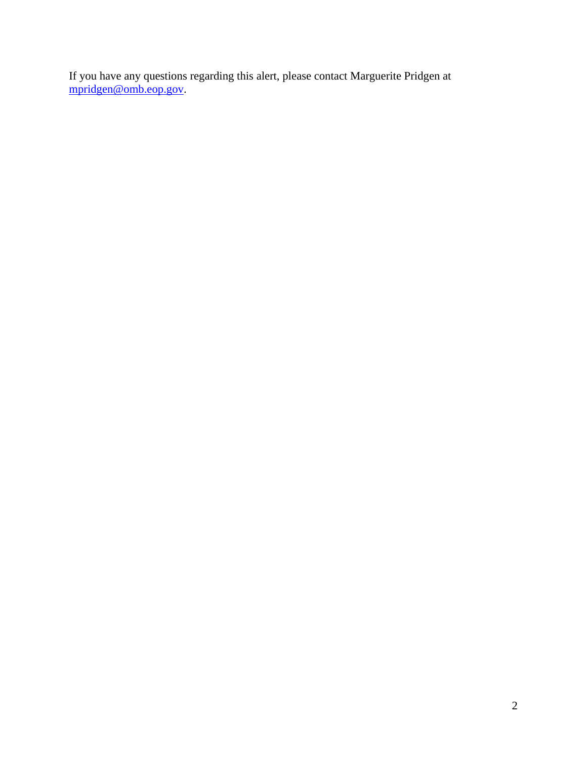If you have any questions regarding this alert, please contact Marguerite Pridgen at [mpridgen@omb.eop.gov](mailto:mpridgen@omb.eop.gov).